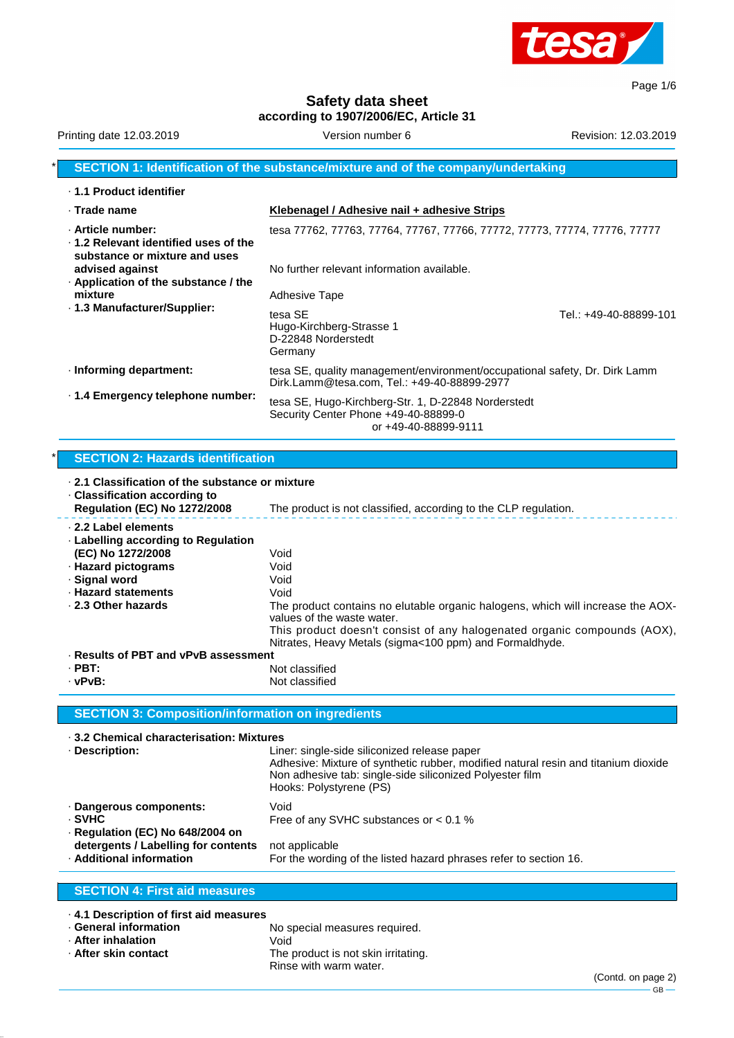# Safety data sheet

**according to 1907/2006/EC, Article 31**

Printing date 12.03.2019 | Version number 6 | Revision: 12.03.2019

## * SECTION 1: Identification of the substance/mixture and of the company/undertaking

· **1.1 Product identifier**

· **Trade name** — **Klebenagel / Adhesive nail + adhesive Strips**

· **Article number:** tesa 77762, 77763, 77764, 77767, 77766, 77772, 77773, 77774, 77776, 77777

· **1.2 Relevant identified uses of the substance or mixture and uses advised against** — No further relevant information available.

· **Application of the substance / the mixture** — Adhesive Tape

· **1.3 Manufacturer/Supplier:**
tesa SE
Hugo-Kirchberg-Strasse 1
D-22848 Norderstedt
Germany
Tel.: +49-40-88899-101

· **Informing department:** tesa SE, quality management/environment/occupational safety, Dr. Dirk Lamm
Dirk.Lamm@tesa.com, Tel.: +49-40-88899-2977

· **1.4 Emergency telephone number:**
tesa SE, Hugo-Kirchberg-Str. 1, D-22848 Norderstedt
Security Center Phone +49-40-88899-0
or +49-40-88899-9111

## * SECTION 2: Hazards identification

· **2.1 Classification of the substance or mixture**

· **Classification according to Regulation (EC) No 1272/2008** — The product is not classified, according to the CLP regulation.

· **2.2 Label elements**

· **Labelling according to Regulation (EC) No 1272/2008** — Void

· **Hazard pictograms** — Void

· **Signal word** — Void

· **Hazard statements** — Void

· **2.3 Other hazards** — The product contains no elutable organic halogens, which will increase the AOX-values of the waste water.
This product doesn't consist of any halogenated organic compounds (AOX), Nitrates, Heavy Metals (sigma<100 ppm) and Formaldhyde.

· **Results of PBT and vPvB assessment**

· **PBT:** Not classified

· **vPvB:** Not classified

## SECTION 3: Composition/information on ingredients

· **3.2 Chemical characterisation: Mixtures**

· **Description:**
Liner: single-side siliconized release paper
Adhesive: Mixture of synthetic rubber, modified natural resin and titanium dioxide
Non adhesive tab: single-side siliconized Polyester film
Hooks: Polystyrene (PS)

· **Dangerous components:** Void

· **SVHC** — Free of any SVHC substances or < 0.1 %

· **Regulation (EC) No 648/2004 on detergents / Labelling for contents** — not applicable

· **Additional information** — For the wording of the listed hazard phrases refer to section 16.

## SECTION 4: First aid measures

· **4.1 Description of first aid measures**

· **General information** — No special measures required.

· **After inhalation** — Void

· **After skin contact** — The product is not skin irritating.
Rinse with warm water.

(Contd. on page 2)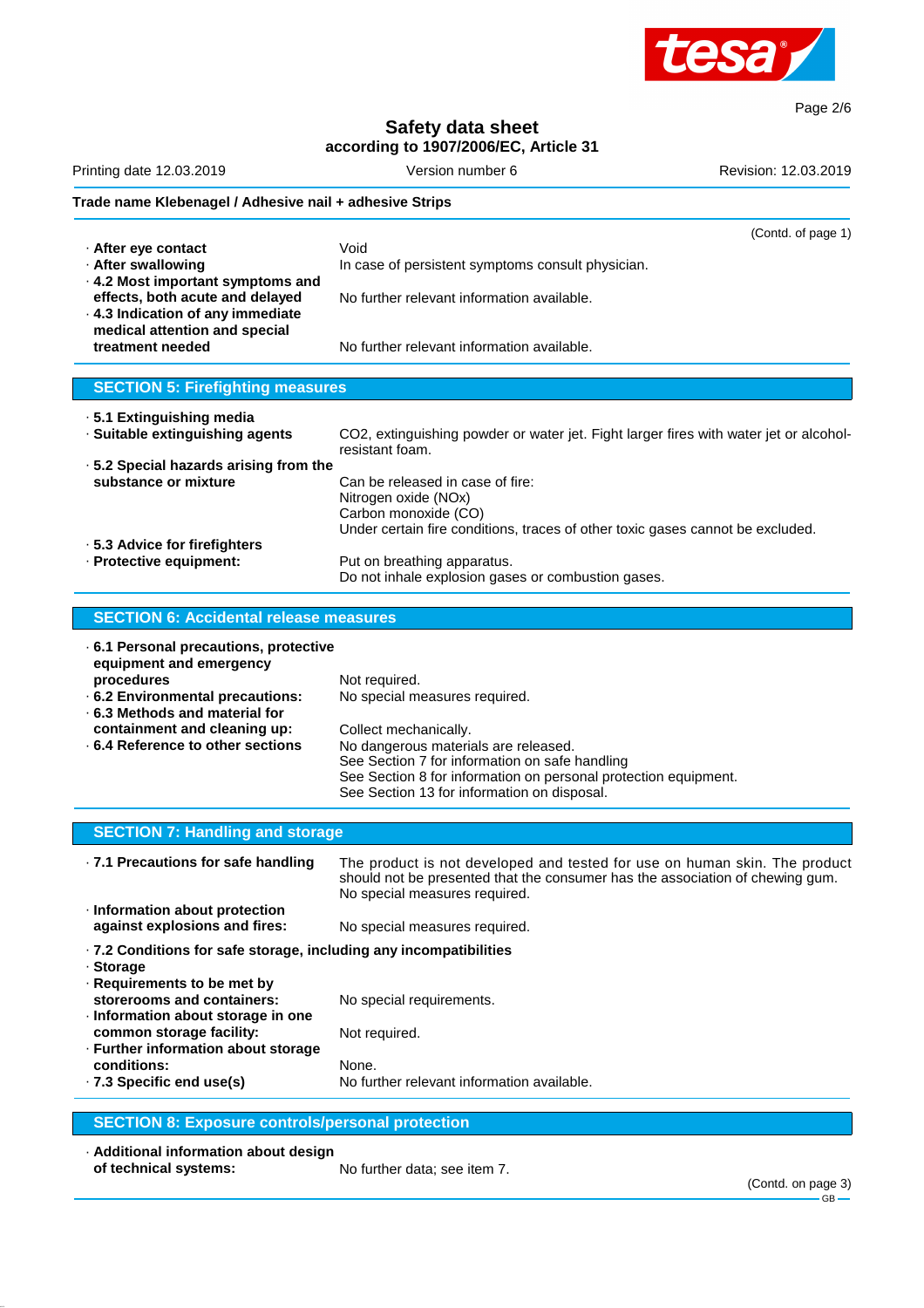**Trade name Klebenagel / Adhesive nail + adhesive Strips**

(Contd. of page 1)

· **After eye contact** Void
· **After swallowing** In case of persistent symptoms consult physician.
· **4.2 Most important symptoms and effects, both acute and delayed** No further relevant information available.
· **4.3 Indication of any immediate medical attention and special treatment needed** No further relevant information available.

## SECTION 5: Firefighting measures

· **5.1 Extinguishing media**
· **Suitable extinguishing agents** $CO_2$, extinguishing powder or water jet. Fight larger fires with water jet or alcohol-resistant foam.
· **5.2 Special hazards arising from the substance or mixture** Can be released in case of fire:
Nitrogen oxide (NOx)
Carbon monoxide (CO)
Under certain fire conditions, traces of other toxic gases cannot be excluded.
· **5.3 Advice for firefighters**
· **Protective equipment:** Put on breathing apparatus.
Do not inhale explosion gases or combustion gases.

## SECTION 6: Accidental release measures

· **6.1 Personal precautions, protective equipment and emergency procedures** Not required.
· **6.2 Environmental precautions:** No special measures required.
· **6.3 Methods and material for containment and cleaning up:** Collect mechanically.
· **6.4 Reference to other sections** No dangerous materials are released.
See Section 7 for information on safe handling
See Section 8 for information on personal protection equipment.
See Section 13 for information on disposal.

## SECTION 7: Handling and storage

· **7.1 Precautions for safe handling** The product is not developed and tested for use on human skin. The product should not be presented that the consumer has the association of chewing gum.
No special measures required.
· **Information about protection against explosions and fires:** No special measures required.
· **7.2 Conditions for safe storage, including any incompatibilities**
· **Storage**
· **Requirements to be met by storerooms and containers:** No special requirements.
· **Information about storage in one common storage facility:** Not required.
· **Further information about storage conditions:** None.
· **7.3 Specific end use(s)** No further relevant information available.

## SECTION 8: Exposure controls/personal protection

· **Additional information about design of technical systems:** No further data; see item 7.

(Contd. on page 3)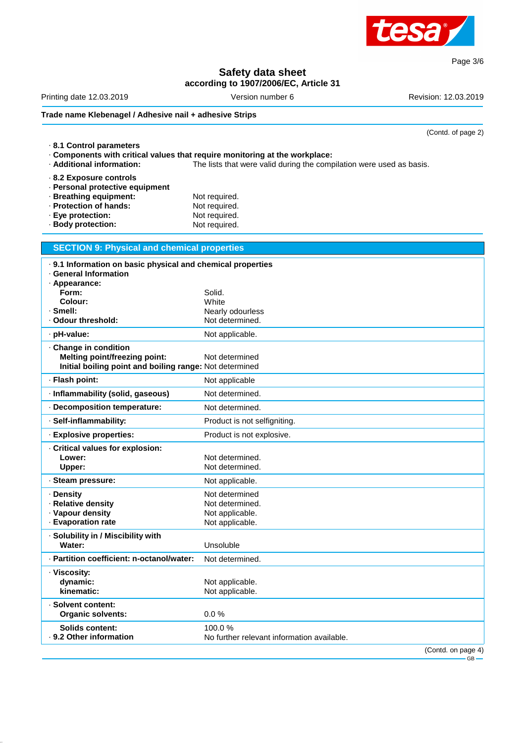**Safety data sheet**
**according to 1907/2006/EC, Article 31**

Printing date 12.03.2019 | Version number 6 | Revision: 12.03.2019

**Trade name Klebenagel / Adhesive nail + adhesive Strips**

(Contd. of page 2)

· **8.1 Control parameters**
· **Components with critical values that require monitoring at the workplace:**
· **Additional information:** The lists that were valid during the compilation were used as basis.

· **8.2 Exposure controls**
· **Personal protective equipment**
· **Breathing equipment:** Not required.
· **Protection of hands:** Not required.
· **Eye protection:** Not required.
· **Body protection:** Not required.

## SECTION 9: Physical and chemical properties

· **9.1 Information on basic physical and chemical properties**
· **General Information**
· **Appearance:**

| | |
|---|---|
| **Form:** | Solid. |
| **Colour:** | White |
| · **Smell:** | Nearly odourless |
| · **Odour threshold:** | Not determined. |
| · **pH-value:** | Not applicable. |
| · **Change in condition** | |
| **Melting point/freezing point:** | Not determined |
| **Initial boiling point and boiling range:** | Not determined |
| · **Flash point:** | Not applicable |
| · **Inflammability (solid, gaseous)** | Not determined. |
| · **Decomposition temperature:** | Not determined. |
| · **Self-inflammability:** | Product is not selfigniting. |
| · **Explosive properties:** | Product is not explosive. |
| · **Critical values for explosion:** | |
| **Lower:** | Not determined. |
| **Upper:** | Not determined. |
| · **Steam pressure:** | Not applicable. |
| · **Density** | Not determined |
| · **Relative density** | Not determined. |
| · **Vapour density** | Not applicable. |
| · **Evaporation rate** | Not applicable. |
| · **Solubility in / Miscibility with** | |
| **Water:** | Unsoluble |
| · **Partition coefficient: n-octanol/water:** | Not determined. |
| · **Viscosity:** | |
| **dynamic:** | Not applicable. |
| **kinematic:** | Not applicable. |
| · **Solvent content:** | |
| **Organic solvents:** | 0.0 % |
| **Solids content:** | 100.0 % |
| · **9.2 Other information** | No further relevant information available. |

(Contd. on page 4)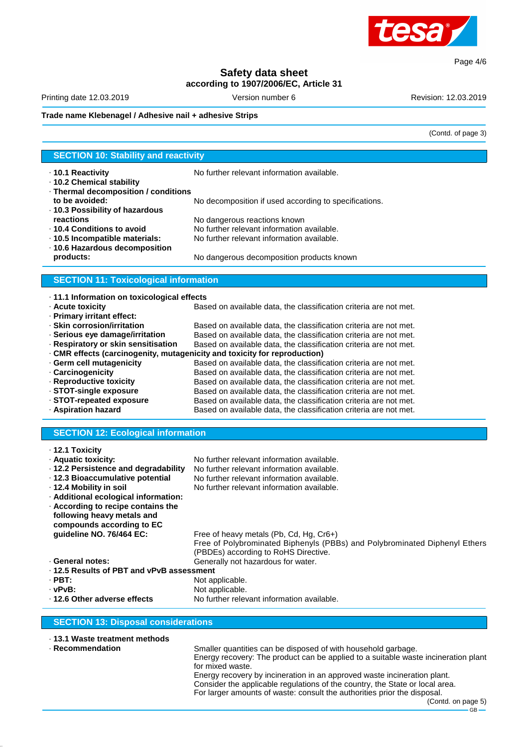**Trade name Klebenagel / Adhesive nail + adhesive Strips**

(Contd. of page 3)

## SECTION 10: Stability and reactivity

- **10.1 Reactivity** No further relevant information available.
- **10.2 Chemical stability**
- **Thermal decomposition / conditions to be avoided:** No decomposition if used according to specifications.
- **10.3 Possibility of hazardous reactions** No dangerous reactions known
- **10.4 Conditions to avoid** No further relevant information available.
- **10.5 Incompatible materials:** No further relevant information available.
- **10.6 Hazardous decomposition products:** No dangerous decomposition products known

## SECTION 11: Toxicological information

- **11.1 Information on toxicological effects**
- **Acute toxicity** Based on available data, the classification criteria are not met.
- **Primary irritant effect:**
- **Skin corrosion/irritation** Based on available data, the classification criteria are not met.
- **Serious eye damage/irritation** Based on available data, the classification criteria are not met.
- **Respiratory or skin sensitisation** Based on available data, the classification criteria are not met.
- **CMR effects (carcinogenity, mutagenicity and toxicity for reproduction)**
- **Germ cell mutagenicity** Based on available data, the classification criteria are not met.
- **Carcinogenicity** Based on available data, the classification criteria are not met.
- **Reproductive toxicity** Based on available data, the classification criteria are not met.
- **STOT-single exposure** Based on available data, the classification criteria are not met.
- **STOT-repeated exposure** Based on available data, the classification criteria are not met.
- **Aspiration hazard** Based on available data, the classification criteria are not met.

## SECTION 12: Ecological information

- **12.1 Toxicity**
- **Aquatic toxicity:** No further relevant information available.
- **12.2 Persistence and degradability** No further relevant information available.
- **12.3 Bioaccumulative potential** No further relevant information available.
- **12.4 Mobility in soil** No further relevant information available.
- **Additional ecological information:**
- **According to recipe contains the following heavy metals and compounds according to EC guideline NO. 76/464 EC:** Free of heavy metals (Pb, Cd, Hg, Cr6+)
  Free of Polybrominated Biphenyls (PBBs) and Polybrominated Diphenyl Ethers (PBDEs) according to RoHS Directive.
- **General notes:** Generally not hazardous for water.
- **12.5 Results of PBT and vPvB assessment**
- **PBT:** Not applicable.
- **vPvB:** Not applicable.
- **12.6 Other adverse effects** No further relevant information available.

## SECTION 13: Disposal considerations

- **13.1 Waste treatment methods**
- **Recommendation** Smaller quantities can be disposed of with household garbage.
  Energy recovery: The product can be applied to a suitable waste incineration plant for mixed waste.
  Energy recovery by incineration in an approved waste incineration plant.
  Consider the applicable regulations of the country, the State or local area.
  For larger amounts of waste: consult the authorities prior the disposal.

(Contd. on page 5)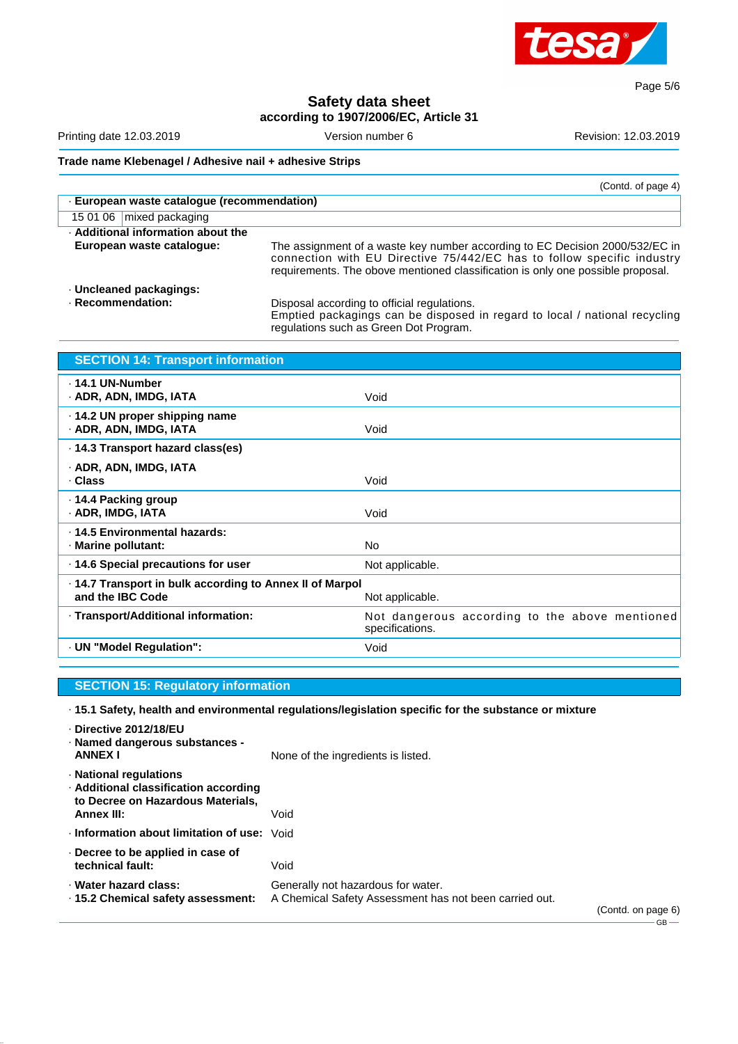(Contd. of page 4)

· **European waste catalogue (recommendation)**

| | |
|---|---|
| 15 01 06 | mixed packaging |

· **Additional information about the European waste catalogue:** The assignment of a waste key number according to EC Decision 2000/532/EC in connection with EU Directive 75/442/EC has to follow specific industry requirements. The above mentioned classification is only one possible proposal.

· **Uncleaned packagings:**
· **Recommendation:** Disposal according to official regulations.
Emptied packagings can be disposed in regard to local / national recycling regulations such as Green Dot Program.

## SECTION 14: Transport information

| | |
|---|---|
| · **14.1 UN-Number**<br>· **ADR, ADN, IMDG, IATA** | Void |
| · **14.2 UN proper shipping name**<br>· **ADR, ADN, IMDG, IATA** | Void |
| · **14.3 Transport hazard class(es)**<br>· **ADR, ADN, IMDG, IATA**<br>· **Class** | Void |
| · **14.4 Packing group**<br>· **ADR, IMDG, IATA** | Void |
| · **14.5 Environmental hazards:**<br>· **Marine pollutant:** | No |
| · **14.6 Special precautions for user** | Not applicable. |
| · **14.7 Transport in bulk according to Annex II of Marpol and the IBC Code** | Not applicable. |
| · **Transport/Additional information:** | Not dangerous according to the above mentioned specifications. |
| · **UN "Model Regulation":** | Void |

## SECTION 15: Regulatory information

· **15.1 Safety, health and environmental regulations/legislation specific for the substance or mixture**

· **Directive 2012/18/EU**
· **Named dangerous substances - ANNEX I** None of the ingredients is listed.

· **National regulations**
· **Additional classification according to Decree on Hazardous Materials, Annex III:** Void

· **Information about limitation of use:** Void

· **Decree to be applied in case of technical fault:** Void

· **Water hazard class:** Generally not hazardous for water.
· **15.2 Chemical safety assessment:** A Chemical Safety Assessment has not been carried out.

(Contd. on page 6)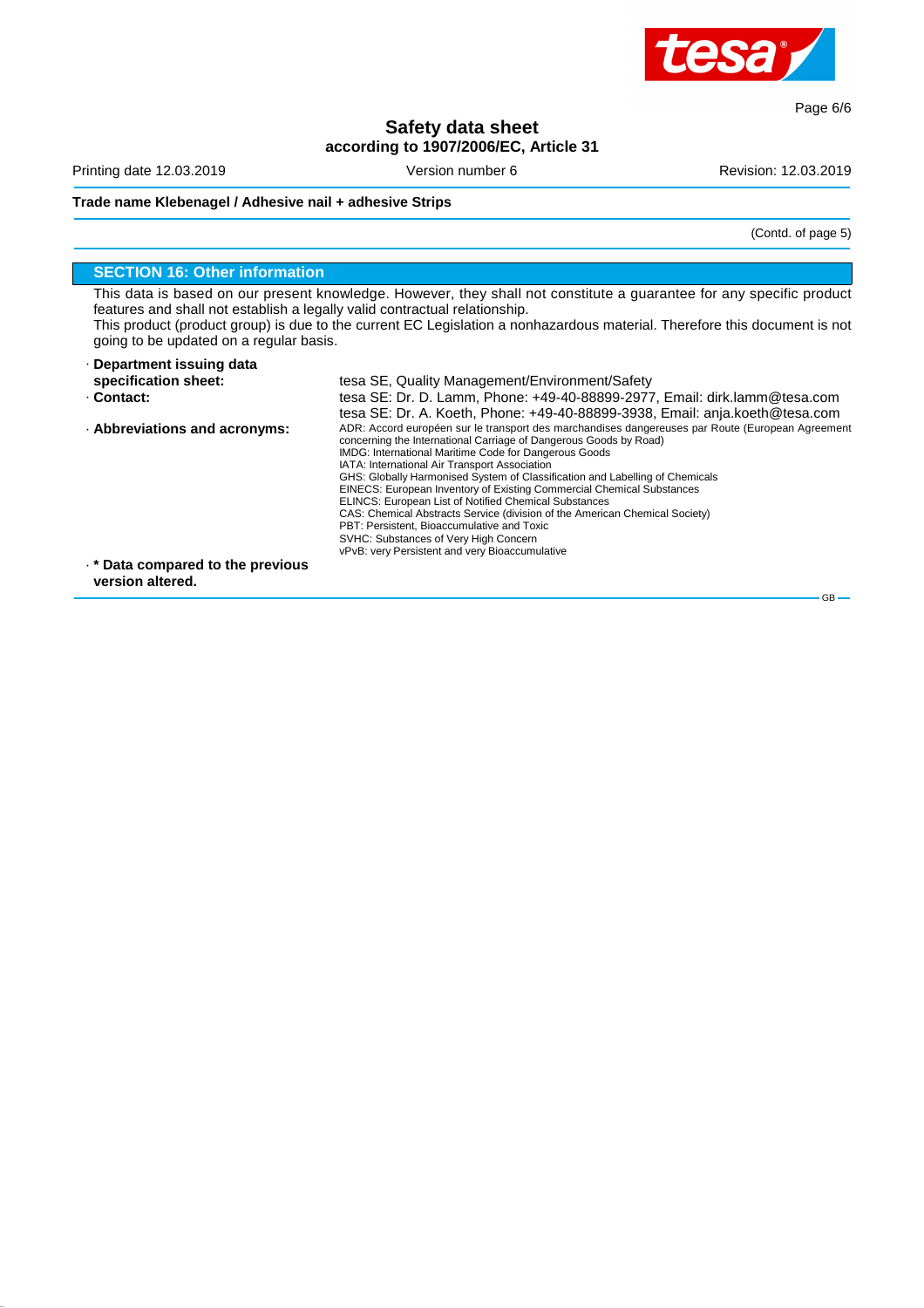## SECTION 16: Other information

This data is based on our present knowledge. However, they shall not constitute a guarantee for any specific product features and shall not establish a legally valid contractual relationship.
This product (product group) is due to the current EC Legislation a nonhazardous material. Therefore this document is not going to be updated on a regular basis.

· **Department issuing data specification sheet:** tesa SE, Quality Management/Environment/Safety

· **Contact:** tesa SE: Dr. D. Lamm, Phone: +49-40-88899-2977, Email: dirk.lamm@tesa.com
tesa SE: Dr. A. Koeth, Phone: +49-40-88899-3938, Email: anja.koeth@tesa.com

· **Abbreviations and acronyms:**
ADR: Accord européen sur le transport des marchandises dangereuses par Route (European Agreement concerning the International Carriage of Dangerous Goods by Road)
IMDG: International Maritime Code for Dangerous Goods
IATA: International Air Transport Association
GHS: Globally Harmonised System of Classification and Labelling of Chemicals
EINECS: European Inventory of Existing Commercial Chemical Substances
ELINCS: European List of Notified Chemical Substances
CAS: Chemical Abstracts Service (division of the American Chemical Society)
PBT: Persistent, Bioaccumulative and Toxic
SVHC: Substances of Very High Concern
vPvB: very Persistent and very Bioaccumulative

· **\* Data compared to the previous version altered.**